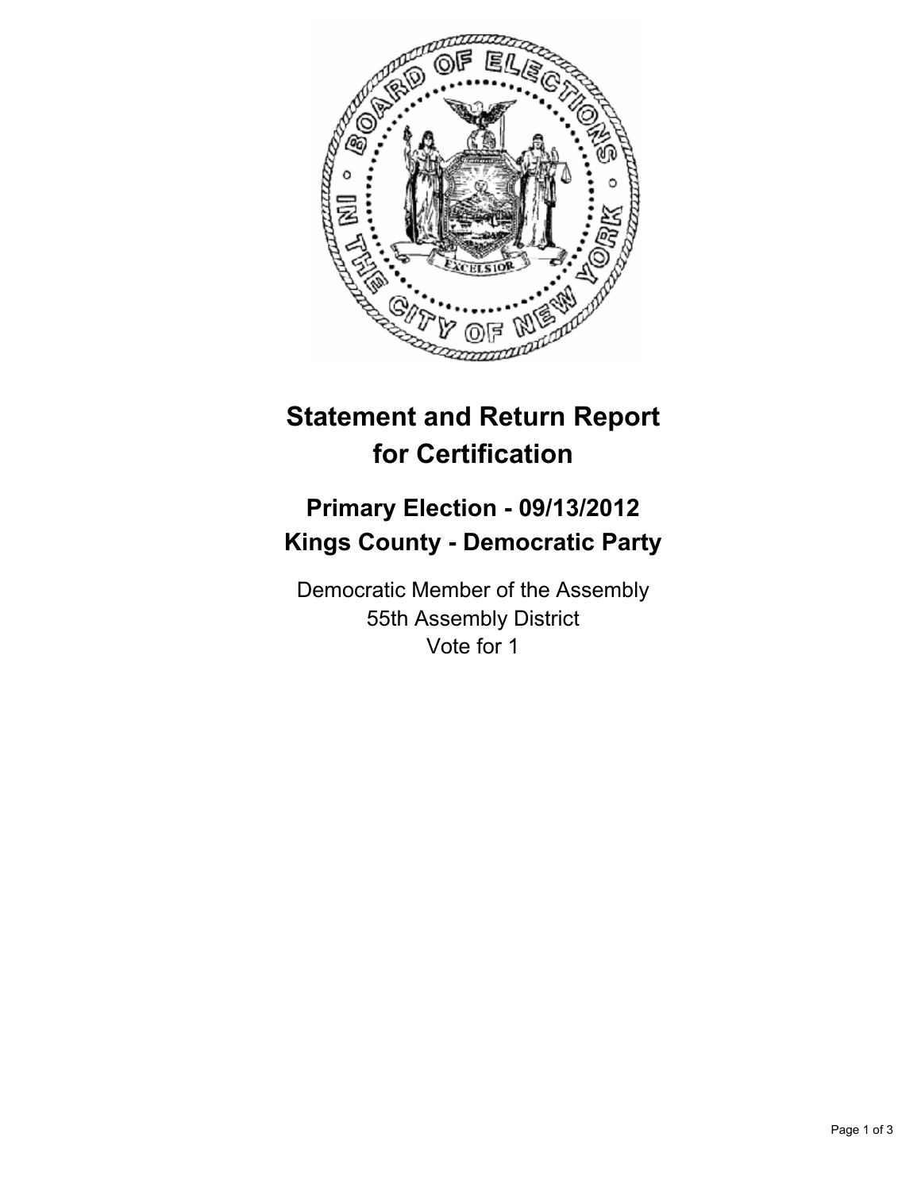# Statement and Return Report for Certification

## Primary Election - 09/13/2012
## Kings County - Democratic Party

Democratic Member of the Assembly
55th Assembly District
Vote for 1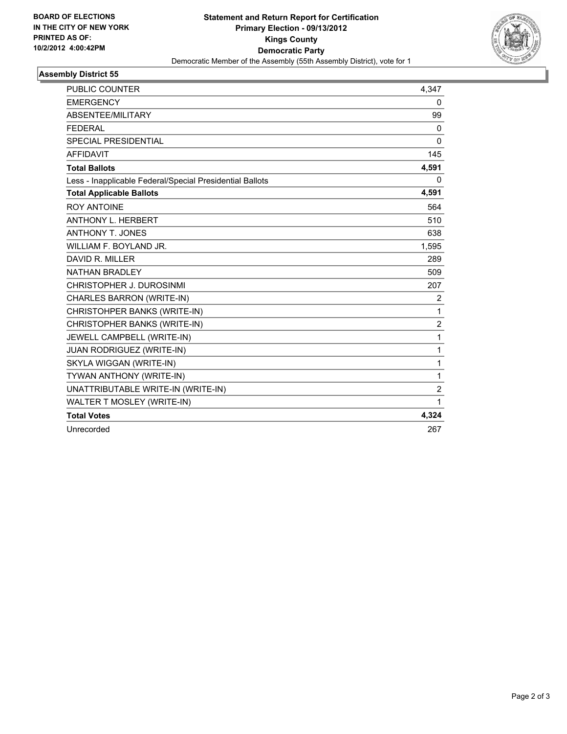**BOARD OF ELECTIONS IN THE CITY OF NEW YORK PRINTED AS OF: 10/2/2012 4:00:42PM**

# Statement and Return Report for Certification
## Primary Election - 09/13/2012
## Kings County
## Democratic Party

Democratic Member of the Assembly (55th Assembly District), vote for 1

### Assembly District 55

| | |
|---|---|
| PUBLIC COUNTER | 4,347 |
| EMERGENCY | 0 |
| ABSENTEE/MILITARY | 99 |
| FEDERAL | 0 |
| SPECIAL PRESIDENTIAL | 0 |
| AFFIDAVIT | 145 |
| **Total Ballots** | **4,591** |
| Less - Inapplicable Federal/Special Presidential Ballots | 0 |
| **Total Applicable Ballots** | **4,591** |
| ROY ANTOINE | 564 |
| ANTHONY L. HERBERT | 510 |
| ANTHONY T. JONES | 638 |
| WILLIAM F. BOYLAND JR. | 1,595 |
| DAVID R. MILLER | 289 |
| NATHAN BRADLEY | 509 |
| CHRISTOPHER J. DUROSINMI | 207 |
| CHARLES BARRON (WRITE-IN) | 2 |
| CHRISTOHPER BANKS (WRITE-IN) | 1 |
| CHRISTOPHER BANKS (WRITE-IN) | 2 |
| JEWELL CAMPBELL (WRITE-IN) | 1 |
| JUAN RODRIGUEZ (WRITE-IN) | 1 |
| SKYLA WIGGAN (WRITE-IN) | 1 |
| TYWAN ANTHONY (WRITE-IN) | 1 |
| UNATTRIBUTABLE WRITE-IN (WRITE-IN) | 2 |
| WALTER T MOSLEY (WRITE-IN) | 1 |
| **Total Votes** | **4,324** |
| Unrecorded | 267 |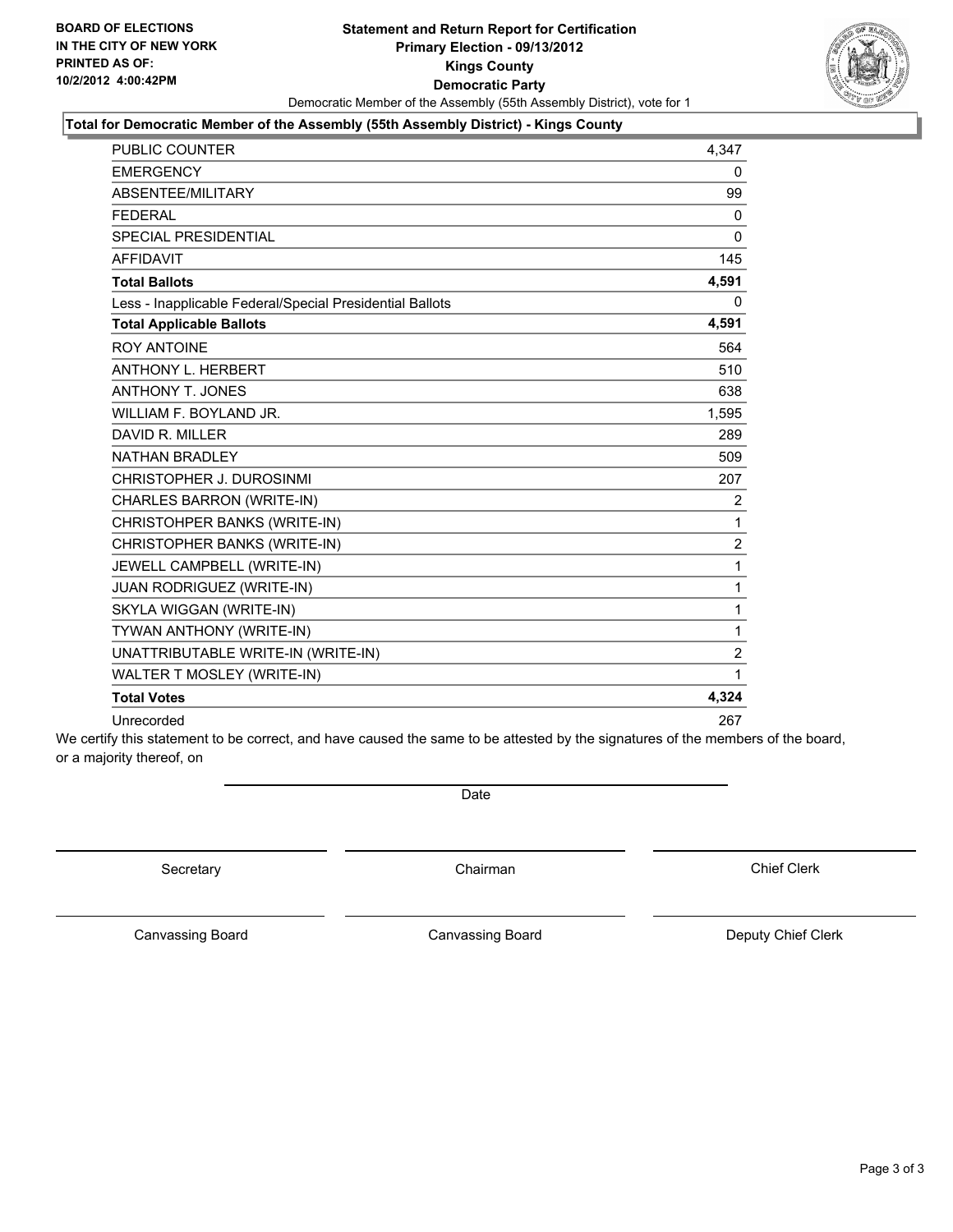**BOARD OF ELECTIONS IN THE CITY OF NEW YORK PRINTED AS OF: 10/2/2012 4:00:42PM**

**Statement and Return Report for Certification**
**Primary Election - 09/13/2012**
**Kings County**
**Democratic Party**

Democratic Member of the Assembly (55th Assembly District), vote for 1

**Total for Democratic Member of the Assembly (55th Assembly District) - Kings County**

| | |
|---|---|
| PUBLIC COUNTER | 4,347 |
| EMERGENCY | 0 |
| ABSENTEE/MILITARY | 99 |
| FEDERAL | 0 |
| SPECIAL PRESIDENTIAL | 0 |
| AFFIDAVIT | 145 |
| **Total Ballots** | **4,591** |
| Less - Inapplicable Federal/Special Presidential Ballots | 0 |
| **Total Applicable Ballots** | **4,591** |
| ROY ANTOINE | 564 |
| ANTHONY L. HERBERT | 510 |
| ANTHONY T. JONES | 638 |
| WILLIAM F. BOYLAND JR. | 1,595 |
| DAVID R. MILLER | 289 |
| NATHAN BRADLEY | 509 |
| CHRISTOPHER J. DUROSINMI | 207 |
| CHARLES BARRON (WRITE-IN) | 2 |
| CHRISTOHPER BANKS (WRITE-IN) | 1 |
| CHRISTOPHER BANKS (WRITE-IN) | 2 |
| JEWELL CAMPBELL (WRITE-IN) | 1 |
| JUAN RODRIGUEZ (WRITE-IN) | 1 |
| SKYLA WIGGAN (WRITE-IN) | 1 |
| TYWAN ANTHONY (WRITE-IN) | 1 |
| UNATTRIBUTABLE WRITE-IN (WRITE-IN) | 2 |
| WALTER T MOSLEY (WRITE-IN) | 1 |
| **Total Votes** | **4,324** |
| Unrecorded | 267 |

We certify this statement to be correct, and have caused the same to be attested by the signatures of the members of the board, or a majority thereof, on

Date

Secretary | Chairman | Chief Clerk

Canvassing Board | Canvassing Board | Deputy Chief Clerk